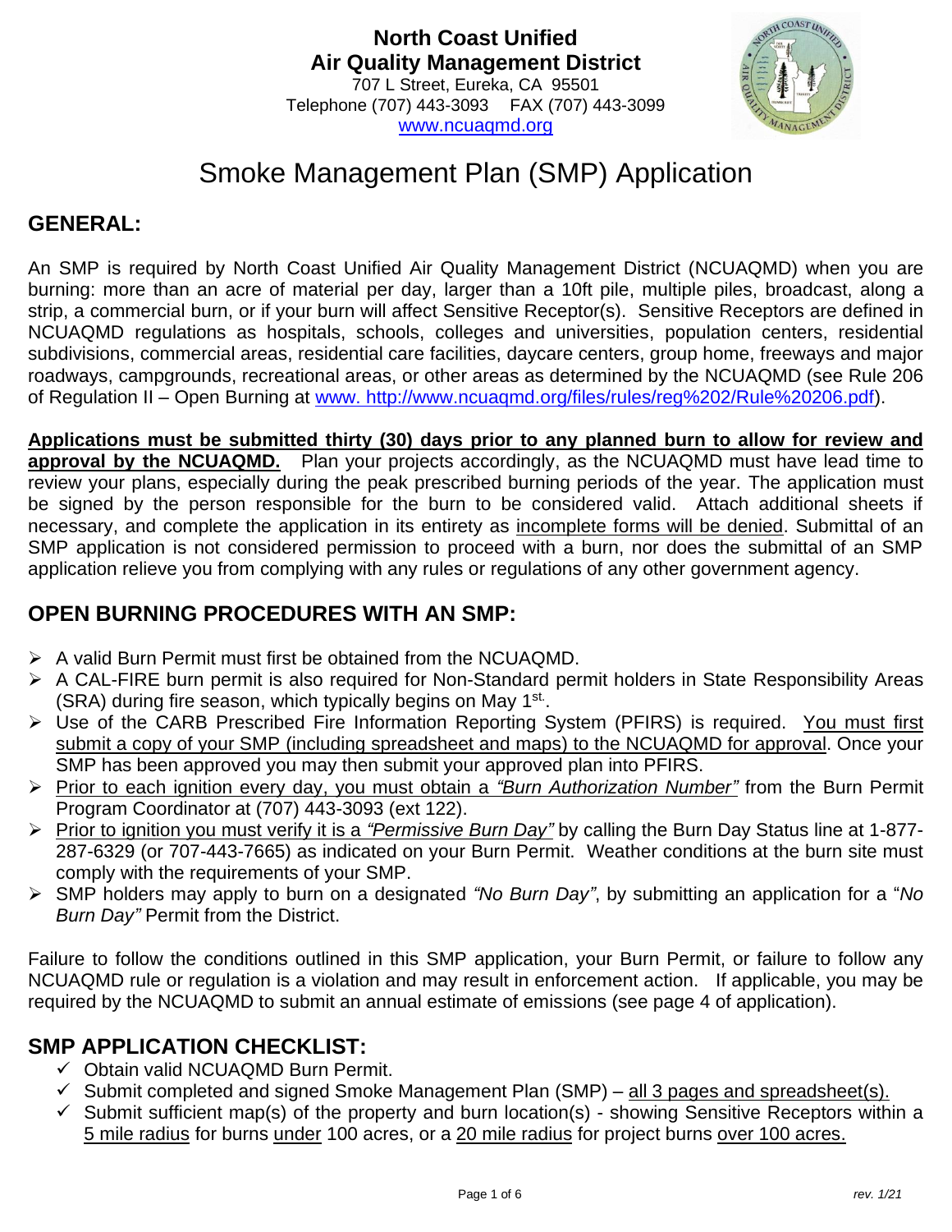**North Coast Unified**
**Air Quality Management District**
707 L Street, Eureka, CA 95501
Telephone (707) 443-3093 FAX (707) 443-3099
www.ncuaqmd.org

# Smoke Management Plan (SMP) Application

## GENERAL:

An SMP is required by North Coast Unified Air Quality Management District (NCUAQMD) when you are burning: more than an acre of material per day, larger than a 10ft pile, multiple piles, broadcast, along a strip, a commercial burn, or if your burn will affect Sensitive Receptor(s). Sensitive Receptors are defined in NCUAQMD regulations as hospitals, schools, colleges and universities, population centers, residential subdivisions, commercial areas, residential care facilities, daycare centers, group home, freeways and major roadways, campgrounds, recreational areas, or other areas as determined by the NCUAQMD (see Rule 206 of Regulation II – Open Burning at www. http://www.ncuaqmd.org/files/rules/reg%202/Rule%20206.pdf).

**Applications must be submitted thirty (30) days prior to any planned burn to allow for review and approval by the NCUAQMD.** Plan your projects accordingly, as the NCUAQMD must have lead time to review your plans, especially during the peak prescribed burning periods of the year. The application must be signed by the person responsible for the burn to be considered valid. Attach additional sheets if necessary, and complete the application in its entirety as incomplete forms will be denied. Submittal of an SMP application is not considered permission to proceed with a burn, nor does the submittal of an SMP application relieve you from complying with any rules or regulations of any other government agency.

## OPEN BURNING PROCEDURES WITH AN SMP:

- A valid Burn Permit must first be obtained from the NCUAQMD.
- A CAL-FIRE burn permit is also required for Non-Standard permit holders in State Responsibility Areas (SRA) during fire season, which typically begins on May 1st.
- Use of the CARB Prescribed Fire Information Reporting System (PFIRS) is required. You must first submit a copy of your SMP (including spreadsheet and maps) to the NCUAQMD for approval. Once your SMP has been approved you may then submit your approved plan into PFIRS.
- Prior to each ignition every day, you must obtain a *"Burn Authorization Number"* from the Burn Permit Program Coordinator at (707) 443-3093 (ext 122).
- Prior to ignition you must verify it is a *"Permissive Burn Day"* by calling the Burn Day Status line at 1-877-287-6329 (or 707-443-7665) as indicated on your Burn Permit. Weather conditions at the burn site must comply with the requirements of your SMP.
- SMP holders may apply to burn on a designated *"No Burn Day"*, by submitting an application for a "*No Burn Day"* Permit from the District.

Failure to follow the conditions outlined in this SMP application, your Burn Permit, or failure to follow any NCUAQMD rule or regulation is a violation and may result in enforcement action. If applicable, you may be required by the NCUAQMD to submit an annual estimate of emissions (see page 4 of application).

## SMP APPLICATION CHECKLIST:

- ✓ Obtain valid NCUAQMD Burn Permit.
- ✓ Submit completed and signed Smoke Management Plan (SMP) – all 3 pages and spreadsheet(s).
- ✓ Submit sufficient map(s) of the property and burn location(s) - showing Sensitive Receptors within a 5 mile radius for burns under 100 acres, or a 20 mile radius for project burns over 100 acres.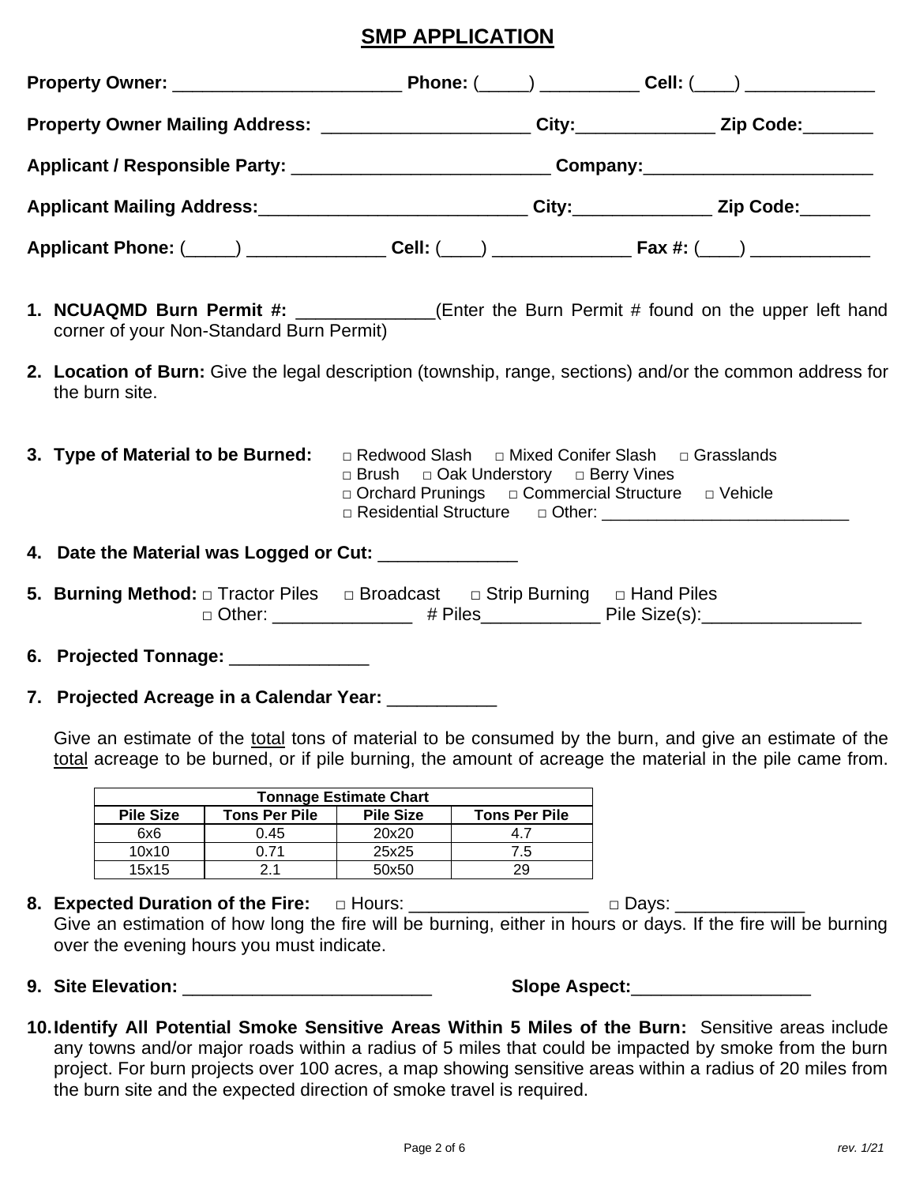# SMP APPLICATION

**Property Owner:** _______________________ **Phone:** (_____) __________ **Cell:** (____) _____________

**Property Owner Mailing Address:** _____________________ **City:**______________ **Zip Code:**_______

**Applicant / Responsible Party:** __________________________ **Company:**_______________________

**Applicant Mailing Address:**___________________________ **City:**______________ **Zip Code:**_______

**Applicant Phone:** (_____) ______________ **Cell:** (____) ______________ **Fax #:** (____) ____________

1. **NCUAQMD Burn Permit #:** ______________(Enter the Burn Permit # found on the upper left hand corner of your Non-Standard Burn Permit)

2. **Location of Burn:** Give the legal description (township, range, sections) and/or the common address for the burn site.

3. **Type of Material to be Burned:** □ Redwood Slash □ Mixed Conifer Slash □ Grasslands □ Brush □ Oak Understory □ Berry Vines □ Orchard Prunings □ Commercial Structure □ Vehicle □ Residential Structure □ Other: __________________________

4. **Date the Material was Logged or Cut:** ______________

5. **Burning Method:** □ Tractor Piles □ Broadcast □ Strip Burning □ Hand Piles □ Other: ______________ # Piles____________ Pile Size(s):________________

6. **Projected Tonnage:** ______________

7. **Projected Acreage in a Calendar Year:** ___________

   Give an estimate of the total tons of material to be consumed by the burn, and give an estimate of the total acreage to be burned, or if pile burning, the amount of acreage the material in the pile came from.

| Tonnage Estimate Chart | | | |
|---|---|---|---|
| **Pile Size** | **Tons Per Pile** | **Pile Size** | **Tons Per Pile** |
| 6x6 | 0.45 | 20x20 | 4.7 |
| 10x10 | 0.71 | 25x25 | 7.5 |
| 15x15 | 2.1 | 50x50 | 29 |

8. **Expected Duration of the Fire:** □ Hours: __________________ □ Days: _____________
   Give an estimation of how long the fire will be burning, either in hours or days. If the fire will be burning over the evening hours you must indicate.

9. **Site Elevation:** _________________________ **Slope Aspect:**__________________

10. **Identify All Potential Smoke Sensitive Areas Within 5 Miles of the Burn:** Sensitive areas include any towns and/or major roads within a radius of 5 miles that could be impacted by smoke from the burn project. For burn projects over 100 acres, a map showing sensitive areas within a radius of 20 miles from the burn site and the expected direction of smoke travel is required.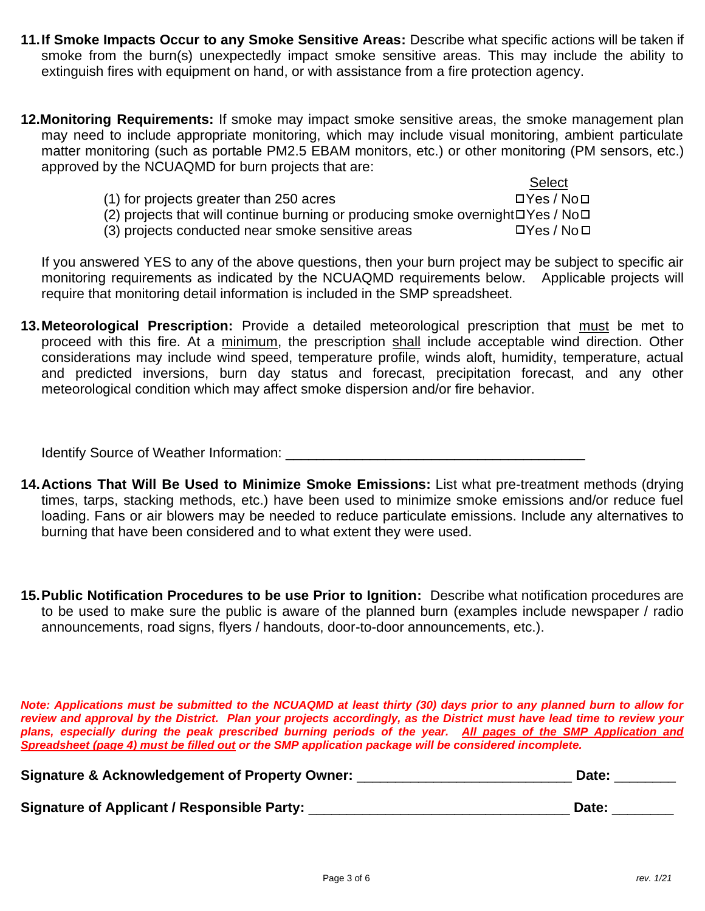**11. If Smoke Impacts Occur to any Smoke Sensitive Areas:** Describe what specific actions will be taken if smoke from the burn(s) unexpectedly impact smoke sensitive areas. This may include the ability to extinguish fires with equipment on hand, or with assistance from a fire protection agency.

**12. Monitoring Requirements:** If smoke may impact smoke sensitive areas, the smoke management plan may need to include appropriate monitoring, which may include visual monitoring, ambient particulate matter monitoring (such as portable PM2.5 EBAM monitors, etc.) or other monitoring (PM sensors, etc.) approved by the NCUAQMD for burn projects that are:

| | Select |
|---|---|
| (1) for projects greater than 250 acres | ☐Yes / No☐ |
| (2) projects that will continue burning or producing smoke overnight | ☐Yes / No☐ |
| (3) projects conducted near smoke sensitive areas | ☐Yes / No☐ |

If you answered YES to any of the above questions, then your burn project may be subject to specific air monitoring requirements as indicated by the NCUAQMD requirements below. Applicable projects will require that monitoring detail information is included in the SMP spreadsheet.

**13. Meteorological Prescription:** Provide a detailed meteorological prescription that must be met to proceed with this fire. At a minimum, the prescription shall include acceptable wind direction. Other considerations may include wind speed, temperature profile, winds aloft, humidity, temperature, actual and predicted inversions, burn day status and forecast, precipitation forecast, and any other meteorological condition which may affect smoke dispersion and/or fire behavior.

Identify Source of Weather Information: ________________________________________

**14. Actions That Will Be Used to Minimize Smoke Emissions:** List what pre-treatment methods (drying times, tarps, stacking methods, etc.) have been used to minimize smoke emissions and/or reduce fuel loading. Fans or air blowers may be needed to reduce particulate emissions. Include any alternatives to burning that have been considered and to what extent they were used.

**15. Public Notification Procedures to be use Prior to Ignition:** Describe what notification procedures are to be used to make sure the public is aware of the planned burn (examples include newspaper / radio announcements, road signs, flyers / handouts, door-to-door announcements, etc.).

***Note: Applications must be submitted to the NCUAQMD at least thirty (30) days prior to any planned burn to allow for review and approval by the District. Plan your projects accordingly, as the District must have lead time to review your plans, especially during the peak prescribed burning periods of the year. All pages of the SMP Application and Spreadsheet (page 4) must be filled out or the SMP application package will be considered incomplete.***

**Signature & Acknowledgement of Property Owner:** ____________________________ **Date:** ________

**Signature of Applicant / Responsible Party:** _________________________________ **Date:** ________

*rev. 1/21*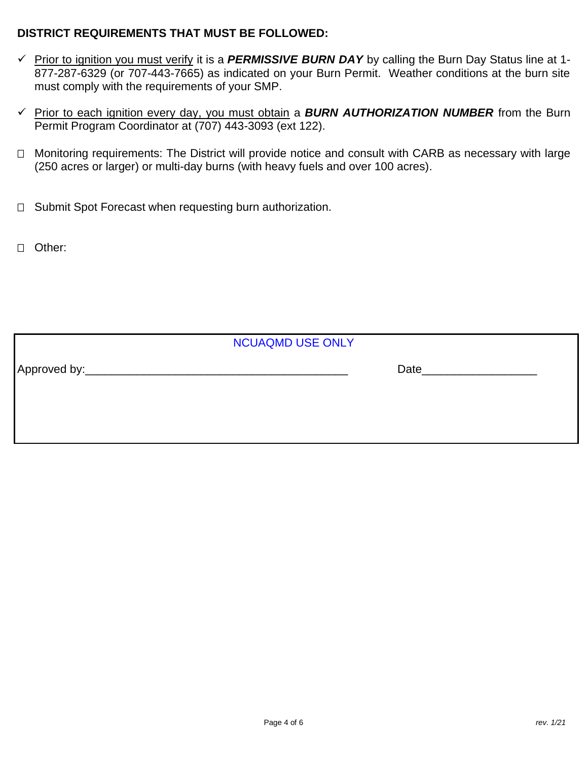**DISTRICT REQUIREMENTS THAT MUST BE FOLLOWED:**

- ✓ <u>Prior to ignition you must verify</u> it is a ***PERMISSIVE BURN DAY*** by calling the Burn Day Status line at 1-877-287-6329 (or 707-443-7665) as indicated on your Burn Permit. Weather conditions at the burn site must comply with the requirements of your SMP.

- ✓ <u>Prior to each ignition every day, you must obtain</u> a ***BURN AUTHORIZATION NUMBER*** from the Burn Permit Program Coordinator at (707) 443-3093 (ext 122).

- ☐ Monitoring requirements: The District will provide notice and consult with CARB as necessary with large (250 acres or larger) or multi-day burns (with heavy fuels and over 100 acres).

- ☐ Submit Spot Forecast when requesting burn authorization.

- ☐ Other:

| NCUAQMD USE ONLY | |
|---|---|
| Approved by:________________________________________ | Date_________________ |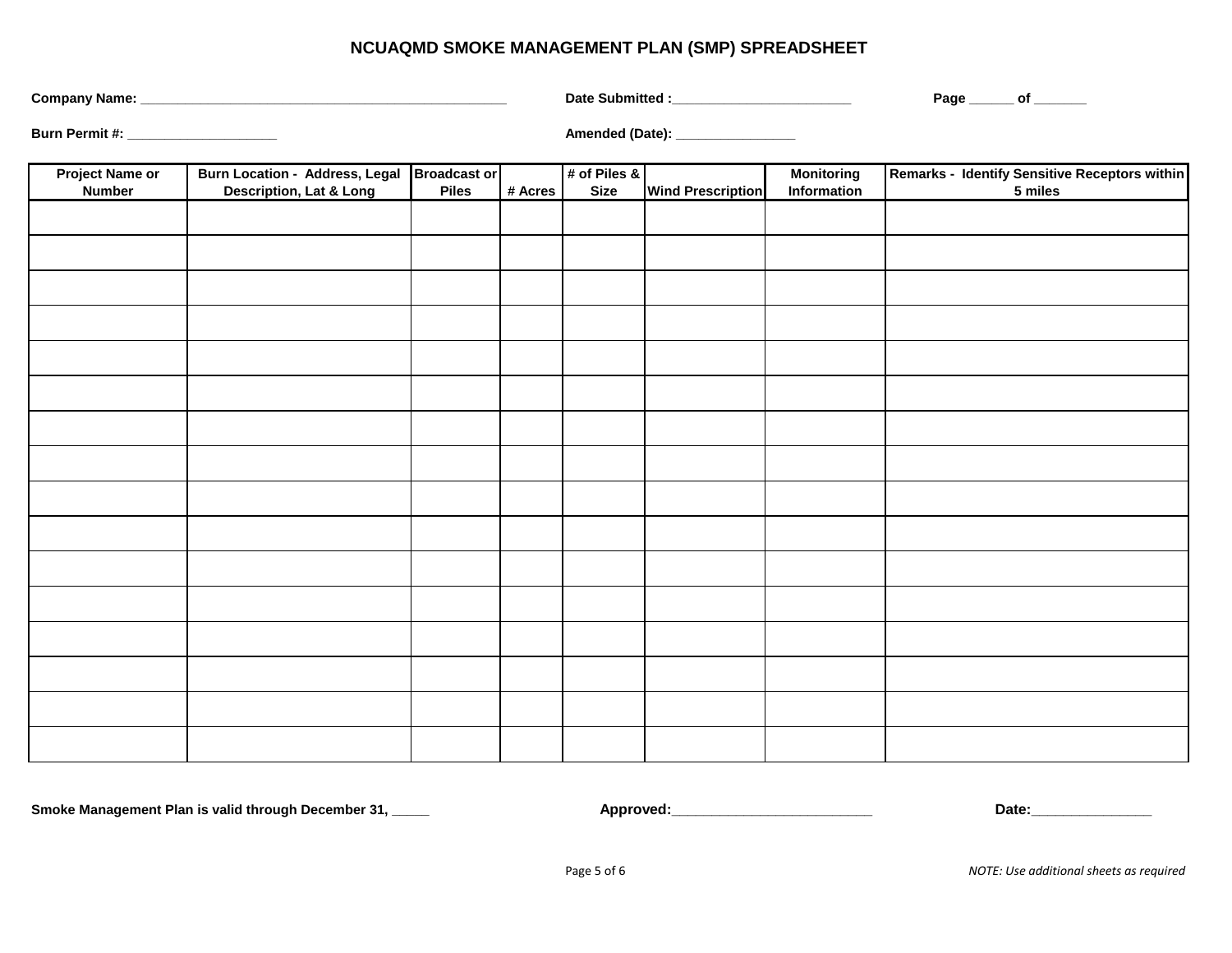# NCUAQMD SMOKE MANAGEMENT PLAN (SMP) SPREADSHEET

**Company Name:** ________________________________________________ **Date Submitted :**________________________ **Page** ______ **of** _______

**Burn Permit #:** ____________________ **Amended (Date):** ________________

| Project Name or Number | Burn Location - Address, Legal Description, Lat & Long | Broadcast or Piles | # Acres | # of Piles & Size | Wind Prescription | Monitoring Information | Remarks - Identify Sensitive Receptors within 5 miles |
|---|---|---|---|---|---|---|---|
| | | | | | | | |
| | | | | | | | |
| | | | | | | | |
| | | | | | | | |
| | | | | | | | |
| | | | | | | | |
| | | | | | | | |
| | | | | | | | |
| | | | | | | | |
| | | | | | | | |
| | | | | | | | |
| | | | | | | | |
| | | | | | | | |
| | | | | | | | |
| | | | | | | | |
| | | | | | | | |

**Smoke Management Plan is valid through December 31, _____** **Approved:**__________________________ **Date:**________________

*NOTE: Use additional sheets as required*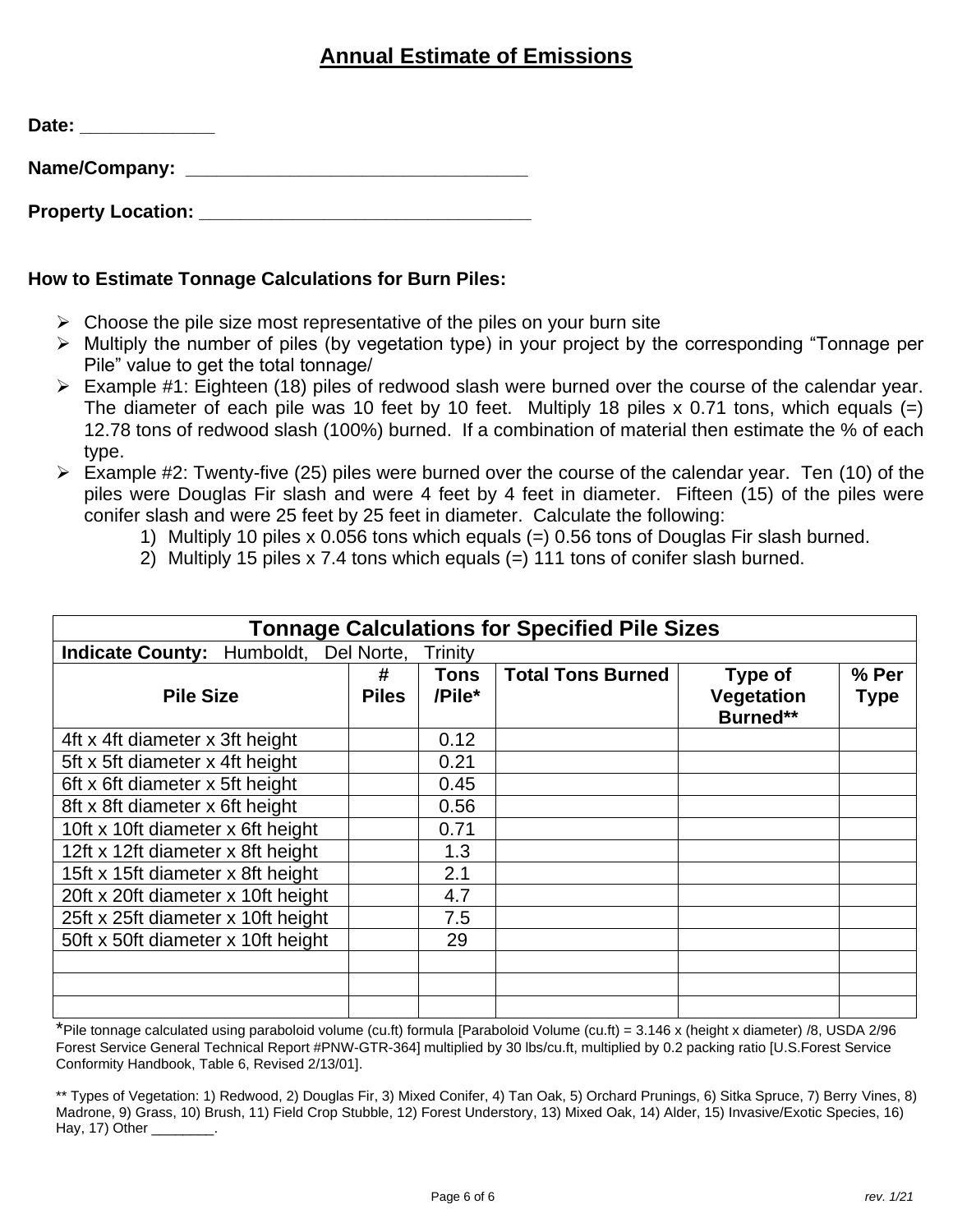# Annual Estimate of Emissions

**Date:** _____________

**Name/Company:** __________________________________

**Property Location:** ________________________________

**How to Estimate Tonnage Calculations for Burn Piles:**

- Choose the pile size most representative of the piles on your burn site
- Multiply the number of piles (by vegetation type) in your project by the corresponding "Tonnage per Pile" value to get the total tonnage/
- Example #1: Eighteen (18) piles of redwood slash were burned over the course of the calendar year. The diameter of each pile was 10 feet by 10 feet. Multiply 18 piles x 0.71 tons, which equals (=) 12.78 tons of redwood slash (100%) burned. If a combination of material then estimate the % of each type.
- Example #2: Twenty-five (25) piles were burned over the course of the calendar year. Ten (10) of the piles were Douglas Fir slash and were 4 feet by 4 feet in diameter. Fifteen (15) of the piles were conifer slash and were 25 feet by 25 feet in diameter. Calculate the following:
    1) Multiply 10 piles x 0.056 tons which equals (=) 0.56 tons of Douglas Fir slash burned.
    2) Multiply 15 piles x 7.4 tons which equals (=) 111 tons of conifer slash burned.

**Tonnage Calculations for Specified Pile Sizes**

**Indicate County:** Humboldt, Del Norte, Trinity

| Pile Size | # Piles | Tons /Pile* | Total Tons Burned | Type of Vegetation Burned** | % Per Type |
|---|---|---|---|---|---|
| 4ft x 4ft diameter x 3ft height | | 0.12 | | | |
| 5ft x 5ft diameter x 4ft height | | 0.21 | | | |
| 6ft x 6ft diameter x 5ft height | | 0.45 | | | |
| 8ft x 8ft diameter x 6ft height | | 0.56 | | | |
| 10ft x 10ft diameter x 6ft height | | 0.71 | | | |
| 12ft x 12ft diameter x 8ft height | | 1.3 | | | |
| 15ft x 15ft diameter x 8ft height | | 2.1 | | | |
| 20ft x 20ft diameter x 10ft height | | 4.7 | | | |
| 25ft x 25ft diameter x 10ft height | | 7.5 | | | |
| 50ft x 50ft diameter x 10ft height | | 29 | | | |
| | | | | | |
| | | | | | |
| | | | | | |

*Pile tonnage calculated using paraboloid volume (cu.ft) formula [Paraboloid Volume (cu.ft) = 3.146 x (height x diameter) /8, USDA 2/96 Forest Service General Technical Report #PNW-GTR-364] multiplied by 30 lbs/cu.ft, multiplied by 0.2 packing ratio [U.S.Forest Service Conformity Handbook, Table 6, Revised 2/13/01].

** Types of Vegetation: 1) Redwood, 2) Douglas Fir, 3) Mixed Conifer, 4) Tan Oak, 5) Orchard Prunings, 6) Sitka Spruce, 7) Berry Vines, 8) Madrone, 9) Grass, 10) Brush, 11) Field Crop Stubble, 12) Forest Understory, 13) Mixed Oak, 14) Alder, 15) Invasive/Exotic Species, 16) Hay, 17) Other ________.

*rev. 1/21*